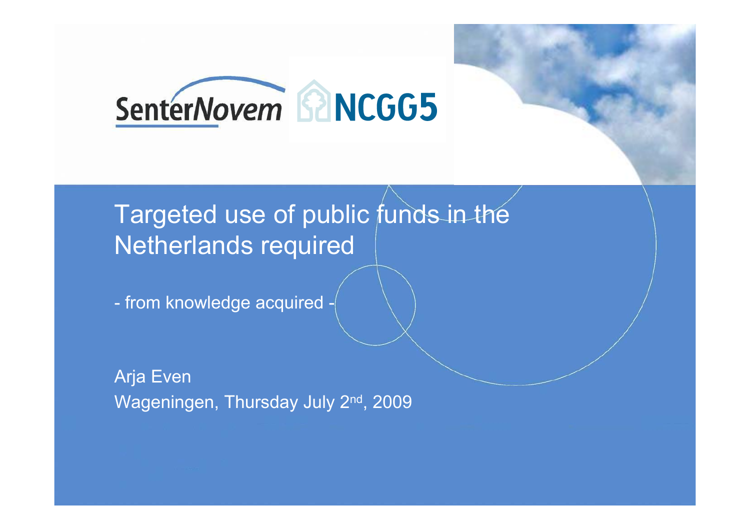SenterNovem NCGG5

# Targeted use of public funds in the Netherlands required

- from knowledge acquired -

Arja Even

Wageningen, Thursday July 2nd, 2009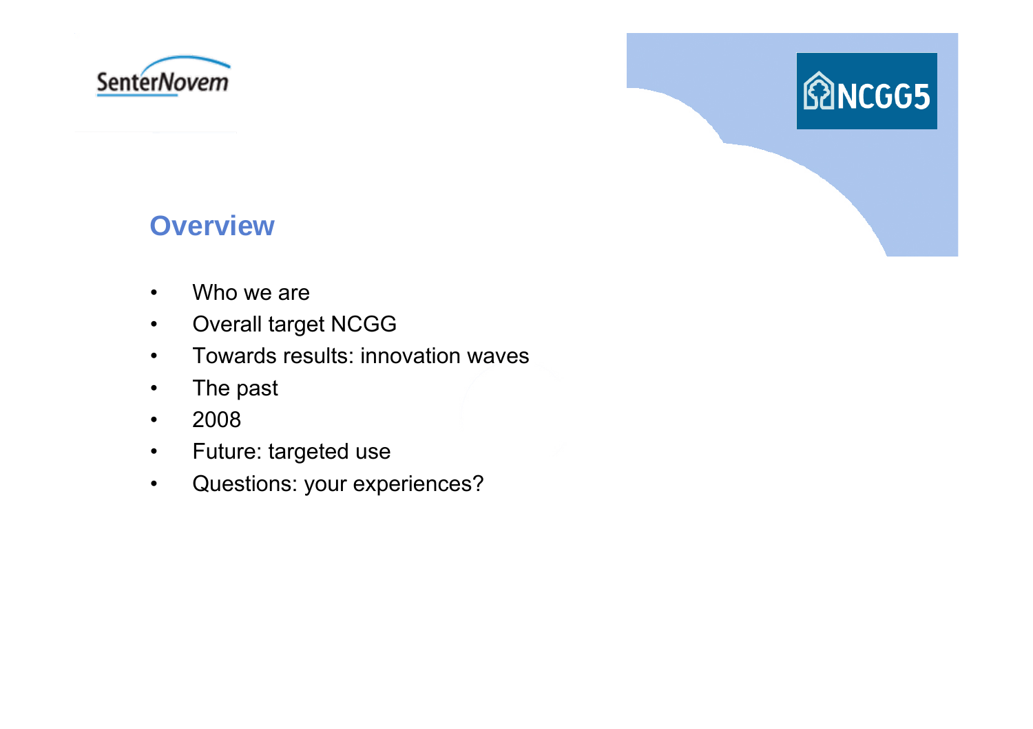## Overview

- Who we are
- Overall target NCGG
- Towards results: innovation waves
- The past
- 2008
- Future: targeted use
- Questions: your experiences?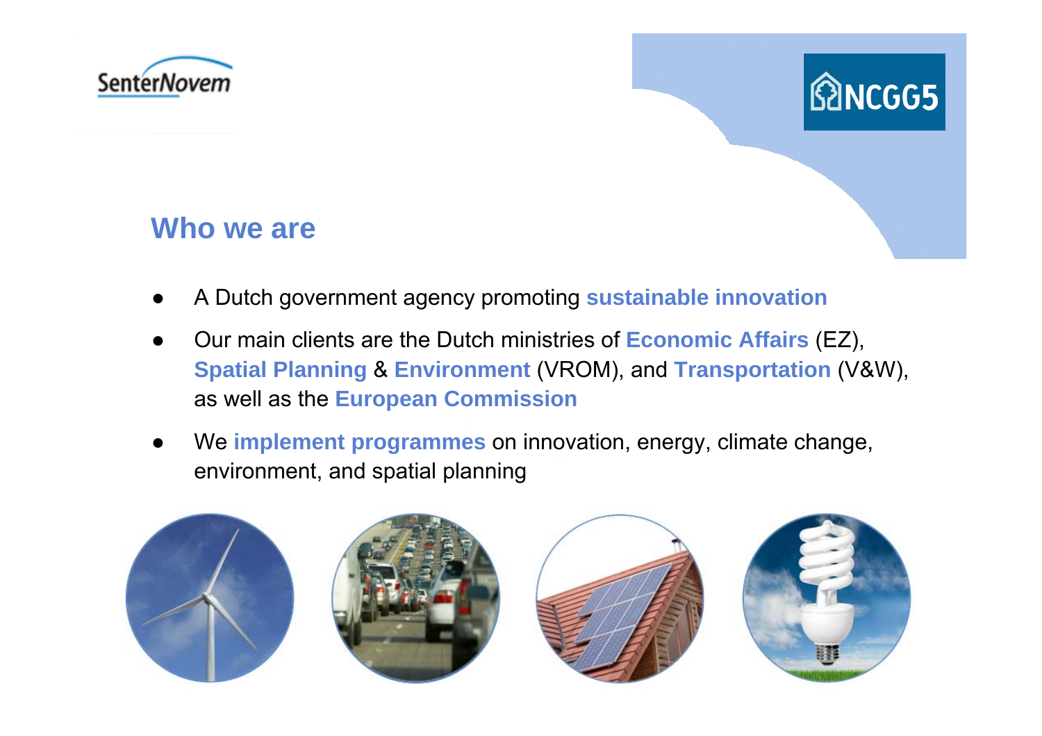## Who we are

- A Dutch government agency promoting **sustainable innovation**
- Our main clients are the Dutch ministries of **Economic Affairs** (EZ), **Spatial Planning** & **Environment** (VROM), and **Transportation** (V&W), as well as the **European Commission**
- We **implement programmes** on innovation, energy, climate change, environment, and spatial planning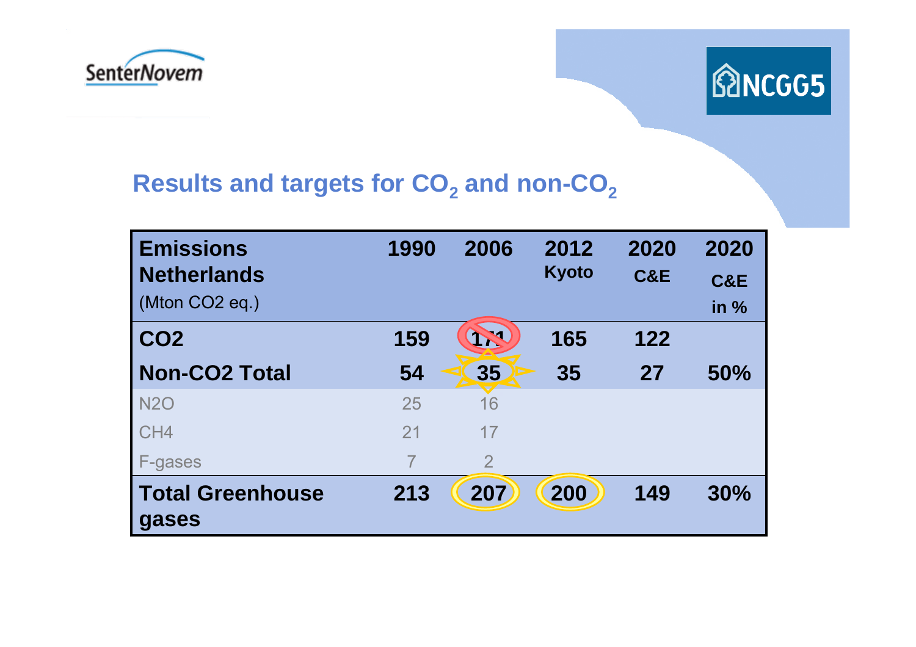## Results and targets for $CO_2$ and non-$CO_2$

| Emissions Netherlands (Mton CO2 eq.) | 1990 | 2006 | 2012 Kyoto | 2020 C&E | 2020 C&E in % |
|---|---|---|---|---|---|
| **CO2** | **159** | **171** | **165** | **122** | |
| **Non-CO2 Total** | **54** | **35** | **35** | **27** | **50%** |
| N2O | 25 | 16 | | | |
| CH4 | 21 | 17 | | | |
| F-gases | 7 | 2 | | | |
| **Total Greenhouse gases** | **213** | **207** | **200** | **149** | **30%** |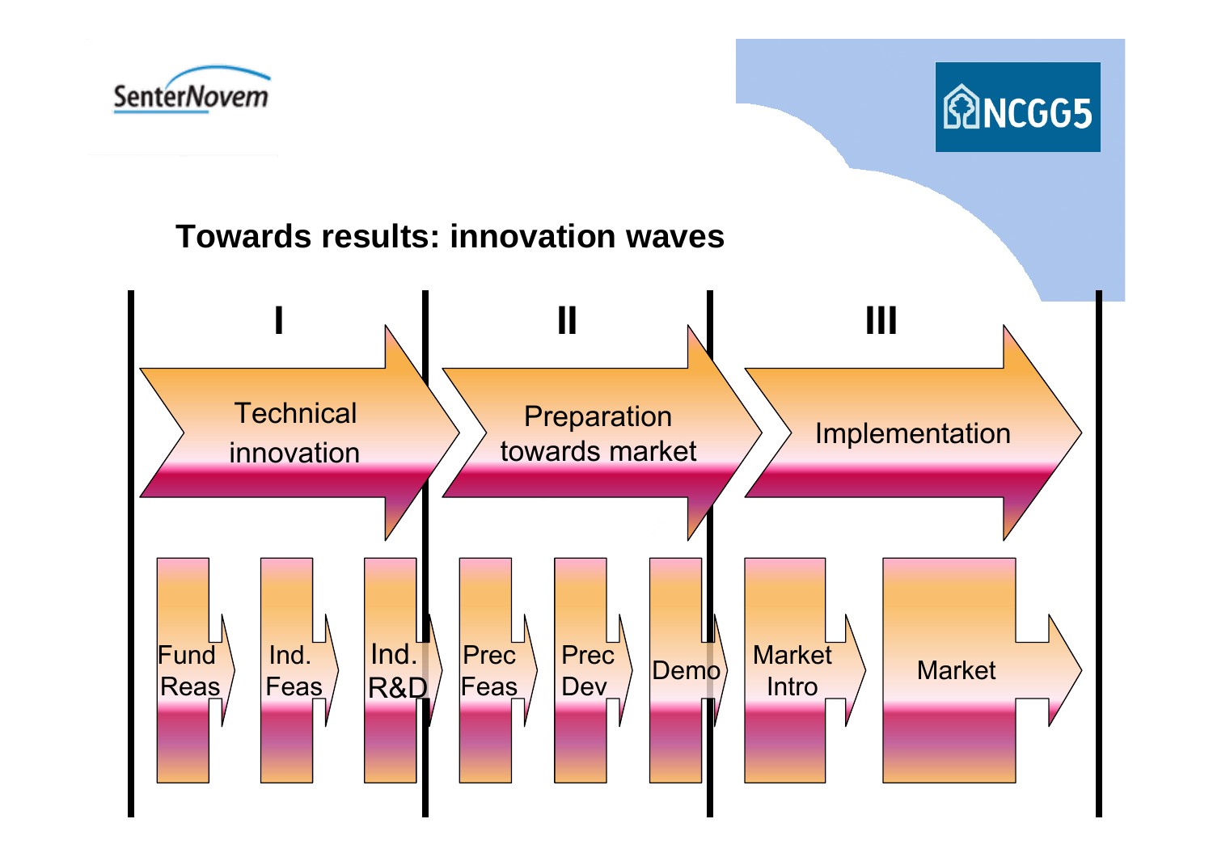# Towards results: innovation waves

| I | II | III |
| --- | --- | --- |
| Technical innovation | Preparation towards market | Implementation |
| Fund Reas → Ind. Feas → Ind. R&D | Prec Feas → Prec Dev → Demo | Market Intro → Market |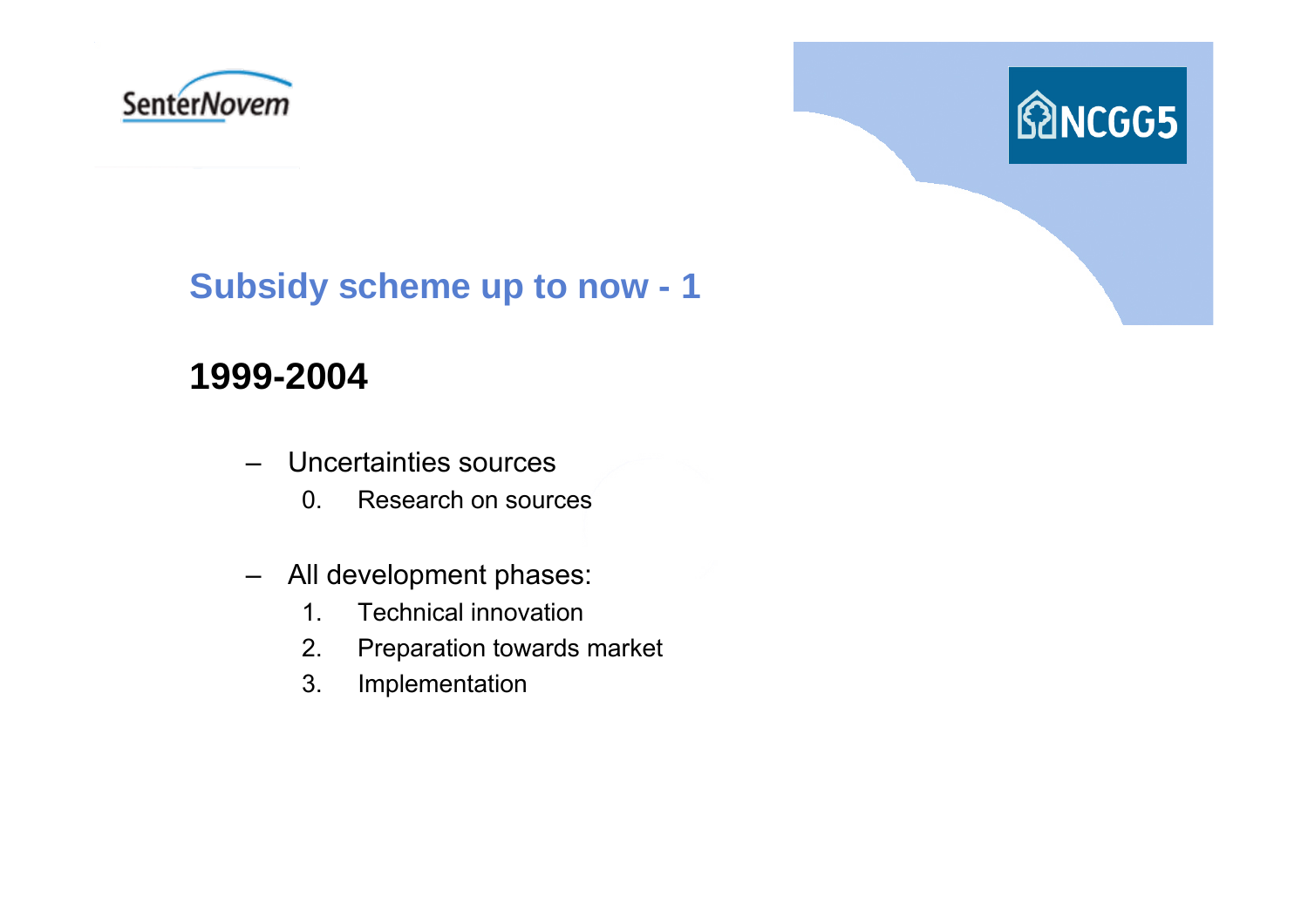## Subsidy scheme up to now - 1

### 1999-2004

- Uncertainties sources
  0. Research on sources

- All development phases:
  1. Technical innovation
  2. Preparation towards market
  3. Implementation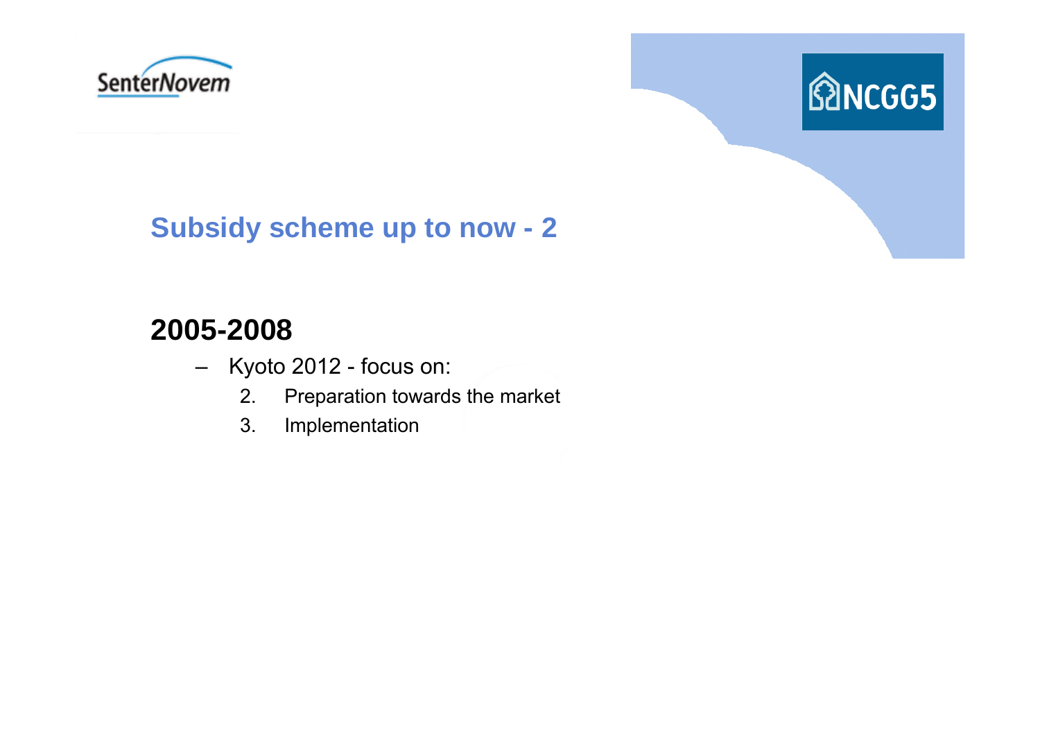## Subsidy scheme up to now - 2

### 2005-2008

- Kyoto 2012 - focus on:
  2. Preparation towards the market
  3. Implementation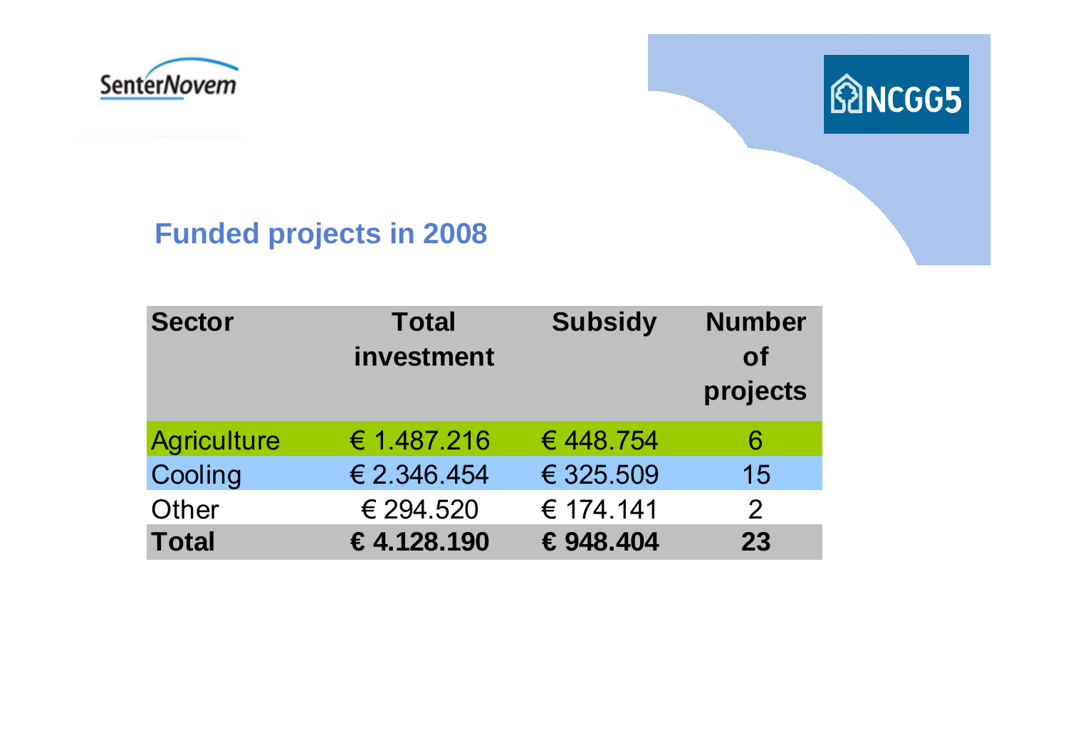## Funded projects in 2008

| Sector | Total investment | Subsidy | Number of projects |
|---|---|---|---|
| Agriculture | € 1.487.216 | € 448.754 | 6 |
| Cooling | € 2.346.454 | € 325.509 | 15 |
| Other | € 294.520 | € 174.141 | 2 |
| **Total** | **€ 4.128.190** | **€ 948.404** | **23** |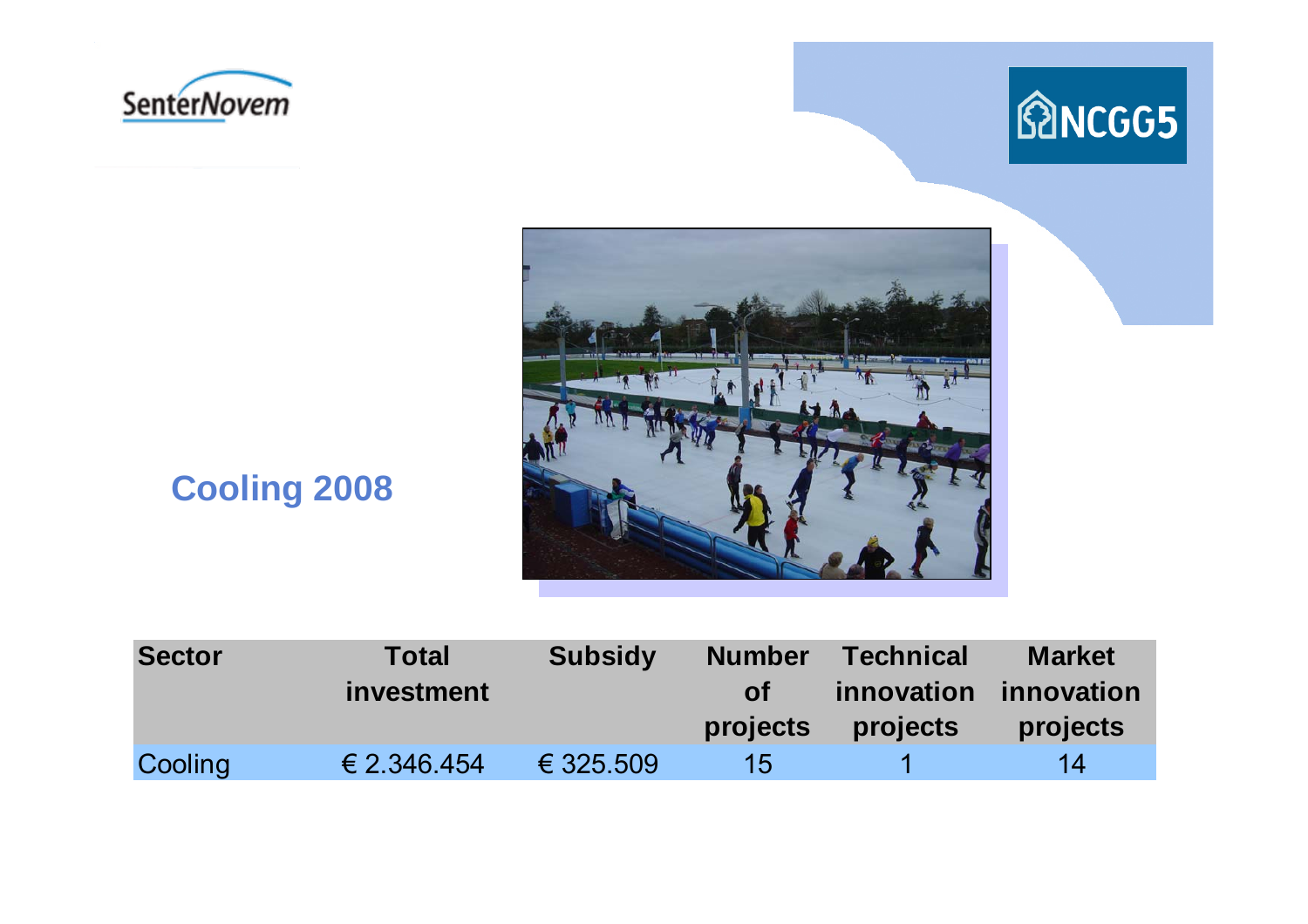## Cooling 2008

| Sector | Total investment | Subsidy | Number of projects | Technical innovation projects | Market innovation projects |
|---|---|---|---|---|---|
| Cooling | € 2.346.454 | € 325.509 | 15 | 1 | 14 |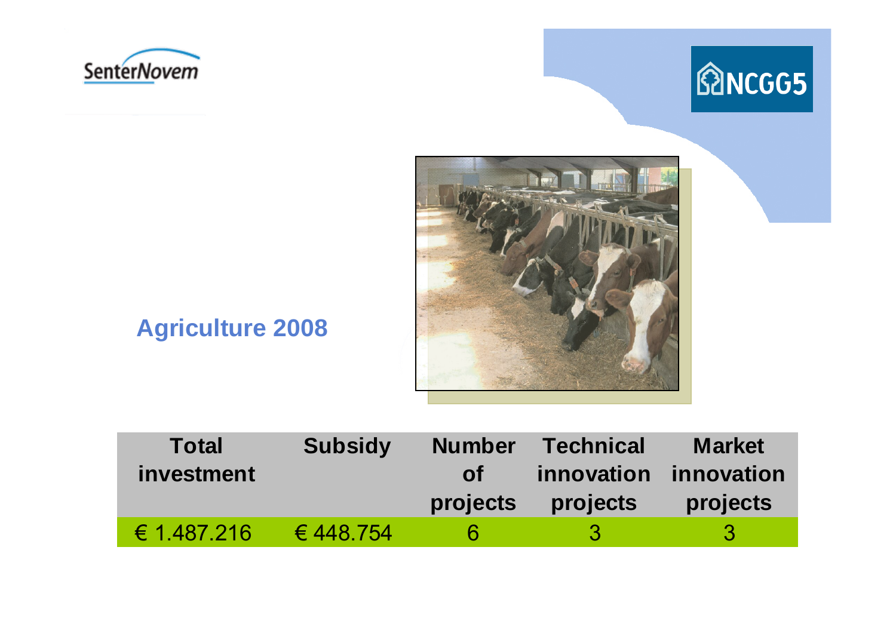SenterNovem

NCGG5

## Agriculture 2008

| Total investment | Subsidy | Number of projects | Technical innovation projects | Market innovation projects |
| --- | --- | --- | --- | --- |
| € 1.487.216 | € 448.754 | 6 | 3 | 3 |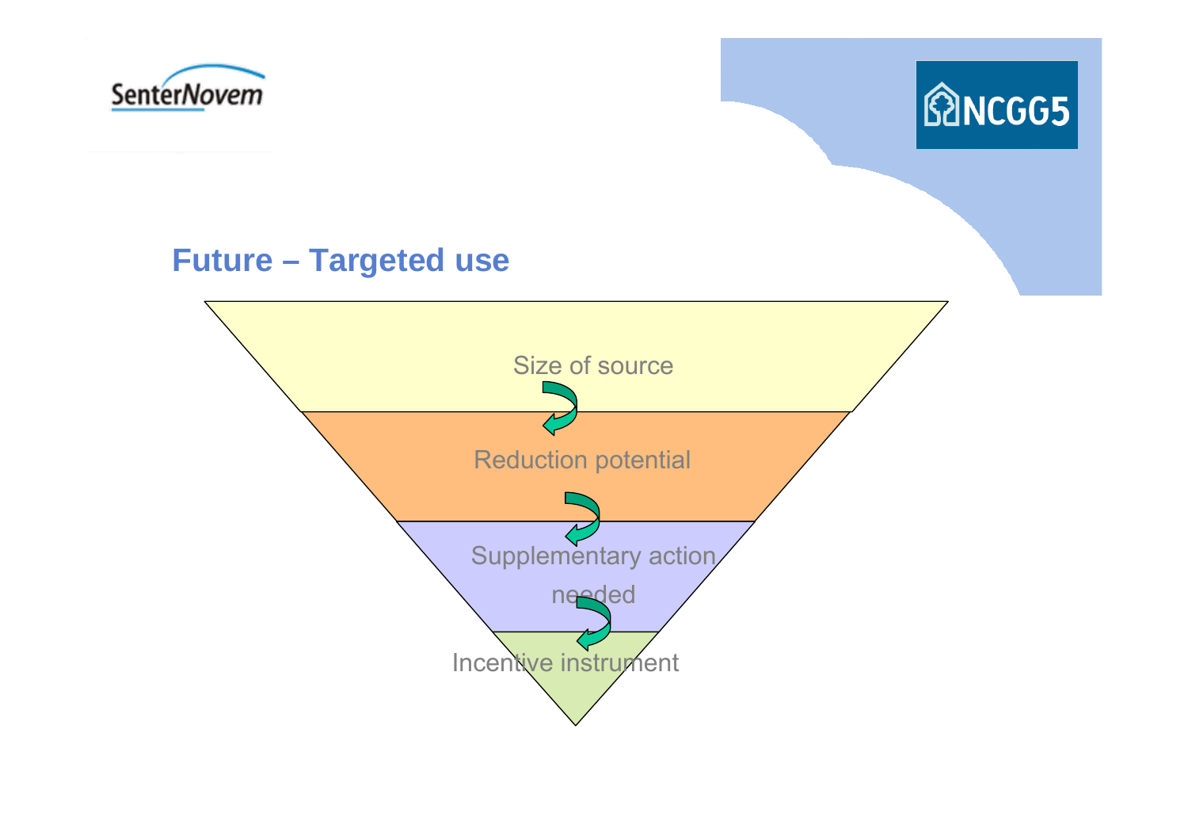## Future – Targeted use

Size of source

Reduction potential

Supplementary action needed

Incentive instrument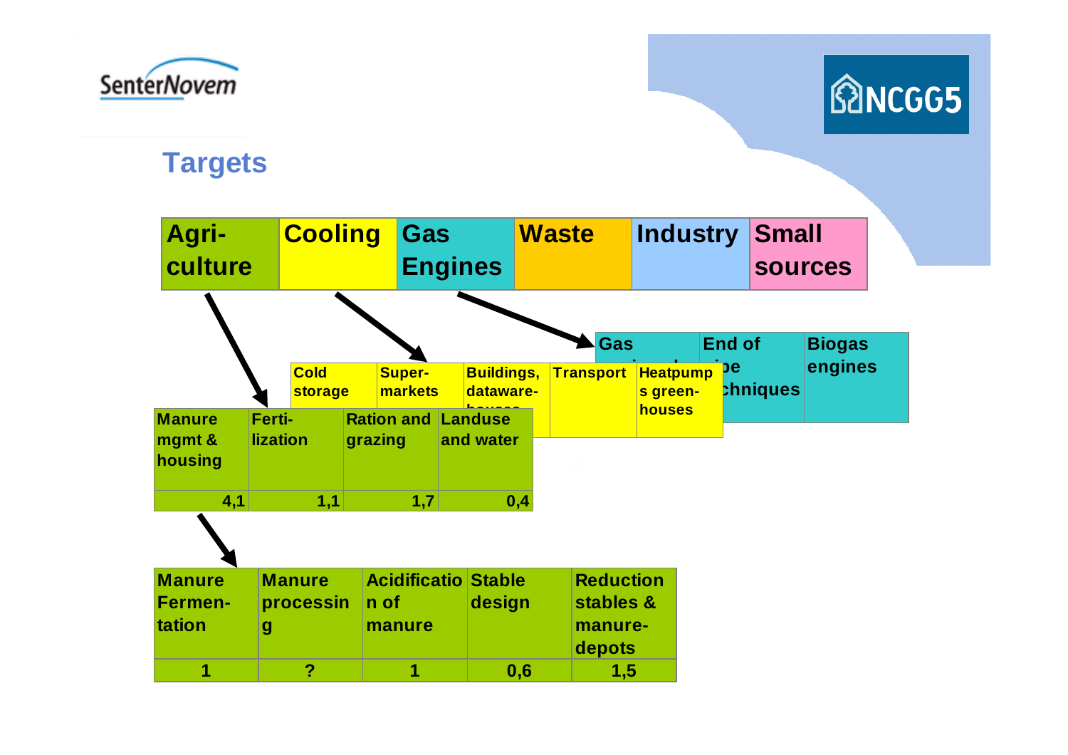## Targets

| Agri-culture | Cooling | Gas Engines | Waste | Industry | Small sources |
|---|---|---|---|---|---|

**Gas Engines:**

| Gas ... | End of pipe techniques | Biogas engines |
|---|---|---|

**Cooling:**

| Cold storage | Super-markets | Buildings, dataware-houses | Transport | Heatpumps green-houses |
|---|---|---|---|---|

**Agriculture:**

| Manure mgmt & housing | Ferti-lization | Ration and grazing | Landuse and water |
|---|---|---|---|
| 4,1 | 1,1 | 1,7 | 0,4 |

**Manure mgmt & housing:**

| Manure Fermen-tation | Manure processing | Acidification of manure | Stable design | Reduction stables & manure-depots |
|---|---|---|---|---|
| 1 | ? | 1 | 0,6 | 1,5 |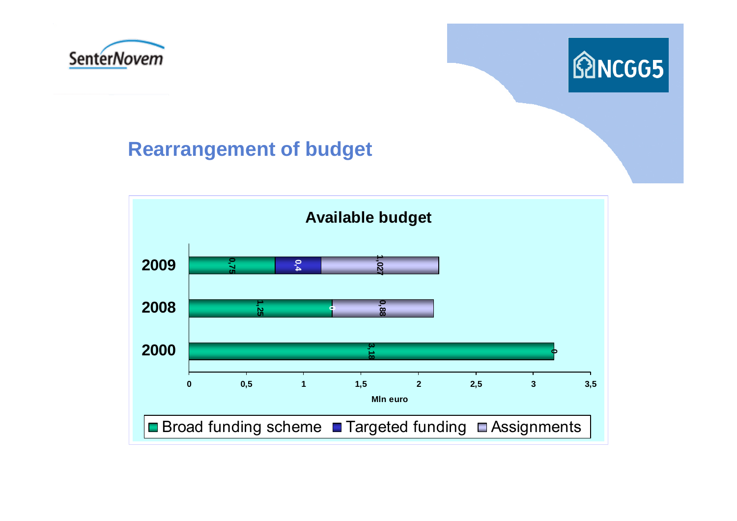## Rearrangement of budget

**Available budget**

| Year | Broad funding scheme | Targeted funding | Assignments |
|---|---|---|---|
| 2009 | 0,75 | 0,4 | 1,027 |
| 2008 | 1,25 | 0 | 0,88 |
| 2000 | 3,18 | | 0 |

Mln euro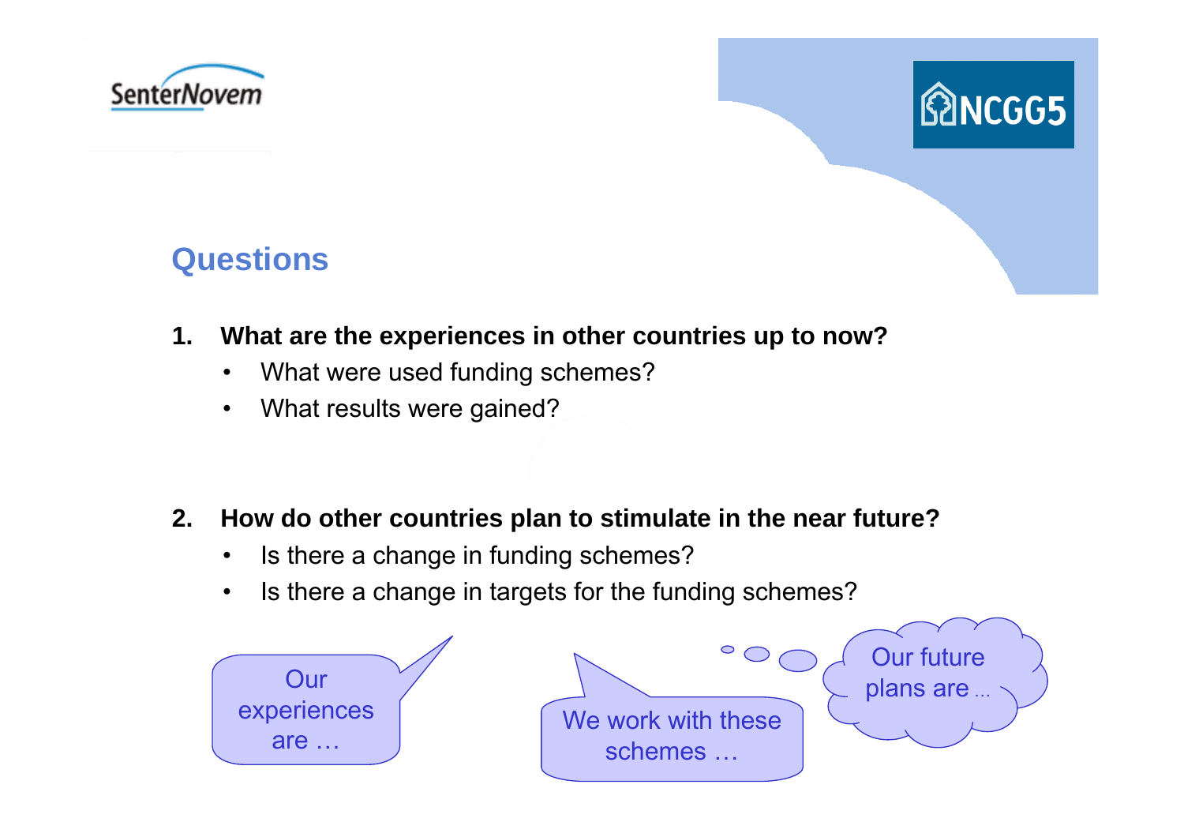SenterNovem

NCGG5

## Questions

1. **What are the experiences in other countries up to now?**
   - What were used funding schemes?
   - What results were gained?

2. **How do other countries plan to stimulate in the near future?**
   - Is there a change in funding schemes?
   - Is there a change in targets for the funding schemes?

Our experiences are …

We work with these schemes …

Our future plans are ...